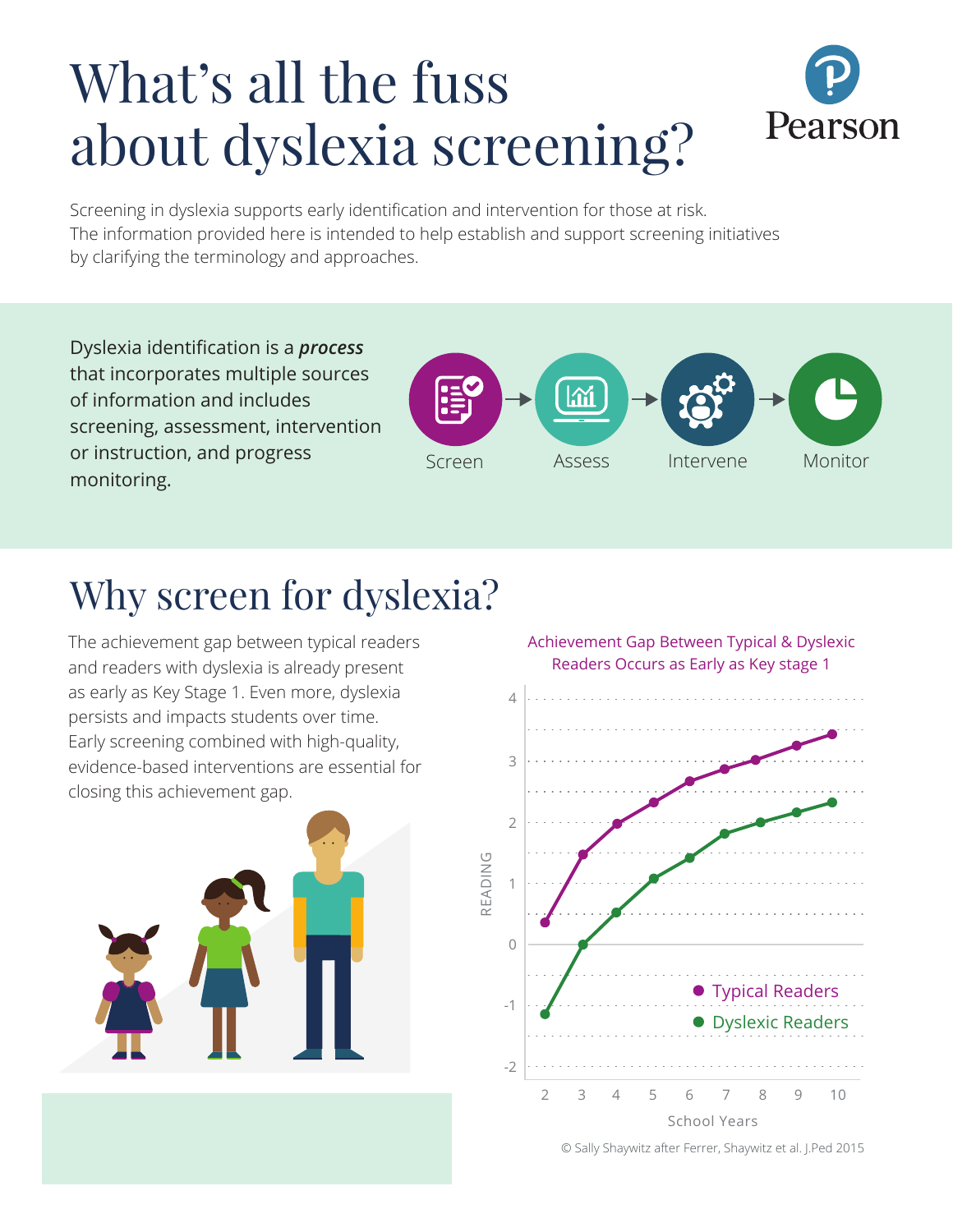# What's all the fuss about dyslexia screening?

Screening in dyslexia supports early identification and intervention for those at risk. The information provided here is intended to help establish and support screening initiatives by clarifying the terminology and approaches.

Dyslexia identification is a ***process*** that incorporates multiple sources of information and includes screening, assessment, intervention or instruction, and progress monitoring.

Screen → Assess → Intervene → Monitor

## Why screen for dyslexia?

The achievement gap between typical readers and readers with dyslexia is already present as early as Key Stage 1. Even more, dyslexia persists and impacts students over time. Early screening combined with high-quality, evidence-based interventions are essential for closing this achievement gap.

Achievement Gap Between Typical & Dyslexic Readers Occurs as Early as Key stage 1

© Sally Shaywitz after Ferrer, Shaywitz et al. J.Ped 2015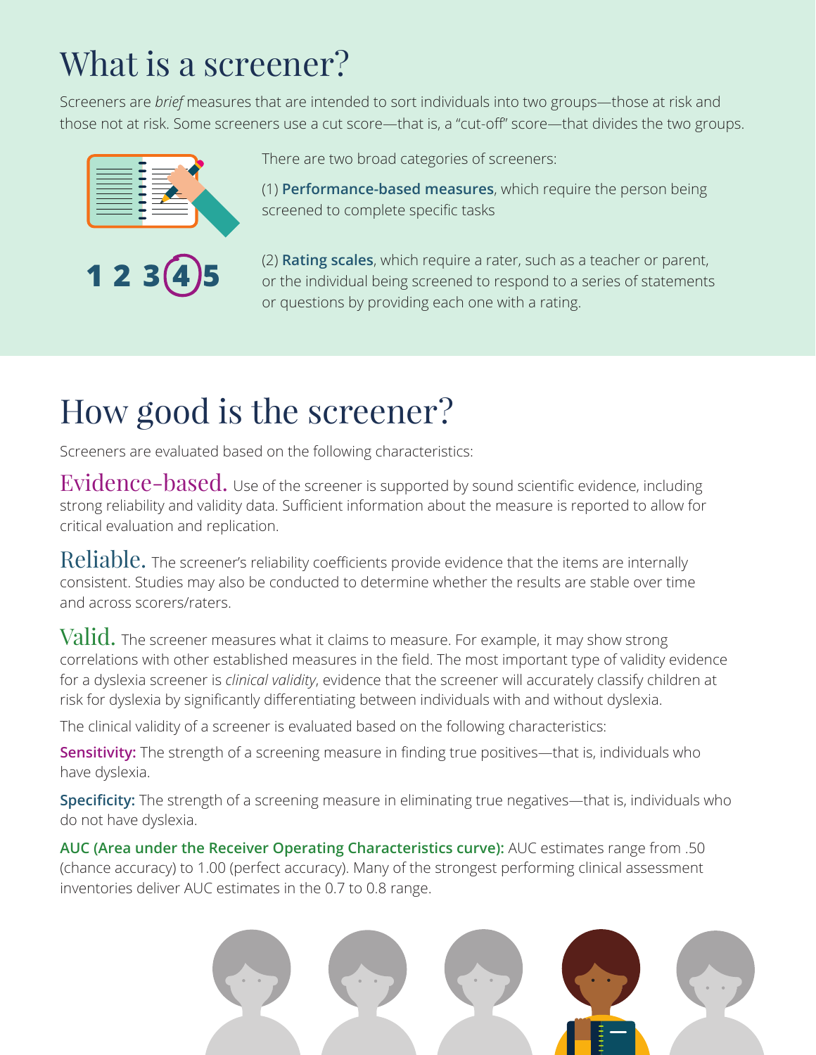# What is a screener?

Screeners are *brief* measures that are intended to sort individuals into two groups—those at risk and those not at risk. Some screeners use a cut score—that is, a "cut-off" score—that divides the two groups.

There are two broad categories of screeners:

(1) **Performance-based measures**, which require the person being screened to complete specific tasks

(2) **Rating scales**, which require a rater, such as a teacher or parent, or the individual being screened to respond to a series of statements or questions by providing each one with a rating.

# How good is the screener?

Screeners are evaluated based on the following characteristics:

**Evidence-based.** Use of the screener is supported by sound scientific evidence, including strong reliability and validity data. Sufficient information about the measure is reported to allow for critical evaluation and replication.

**Reliable.** The screener's reliability coefficients provide evidence that the items are internally consistent. Studies may also be conducted to determine whether the results are stable over time and across scorers/raters.

**Valid.** The screener measures what it claims to measure. For example, it may show strong correlations with other established measures in the field. The most important type of validity evidence for a dyslexia screener is *clinical validity*, evidence that the screener will accurately classify children at risk for dyslexia by significantly differentiating between individuals with and without dyslexia.

The clinical validity of a screener is evaluated based on the following characteristics:

**Sensitivity:** The strength of a screening measure in finding true positives—that is, individuals who have dyslexia.

**Specificity:** The strength of a screening measure in eliminating true negatives—that is, individuals who do not have dyslexia.

**AUC (Area under the Receiver Operating Characteristics curve):** AUC estimates range from .50 (chance accuracy) to 1.00 (perfect accuracy). Many of the strongest performing clinical assessment inventories deliver AUC estimates in the 0.7 to 0.8 range.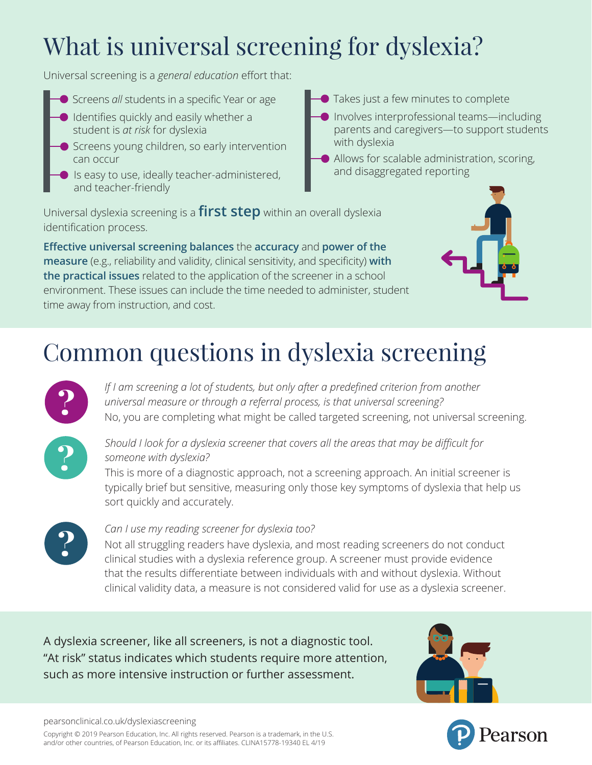# What is universal screening for dyslexia?

Universal screening is a *general education* effort that:

- Screens *all* students in a specific Year or age
- Identifies quickly and easily whether a student is *at risk* for dyslexia
- Screens young children, so early intervention can occur
- Is easy to use, ideally teacher-administered, and teacher-friendly
- Takes just a few minutes to complete
- Involves interprofessional teams—including parents and caregivers—to support students with dyslexia
- Allows for scalable administration, scoring, and disaggregated reporting

Universal dyslexia screening is a **first step** within an overall dyslexia identification process.

**Effective universal screening balances** the **accuracy** and **power of the measure** (e.g., reliability and validity, clinical sensitivity, and specificity) **with the practical issues** related to the application of the screener in a school environment. These issues can include the time needed to administer, student time away from instruction, and cost.

# Common questions in dyslexia screening

*If I am screening a lot of students, but only after a predefined criterion from another universal measure or through a referral process, is that universal screening?*
No, you are completing what might be called targeted screening, not universal screening.

*Should I look for a dyslexia screener that covers all the areas that may be difficult for someone with dyslexia?*
This is more of a diagnostic approach, not a screening approach. An initial screener is typically brief but sensitive, measuring only those key symptoms of dyslexia that help us sort quickly and accurately.

*Can I use my reading screener for dyslexia too?*
Not all struggling readers have dyslexia, and most reading screeners do not conduct clinical studies with a dyslexia reference group. A screener must provide evidence that the results differentiate between individuals with and without dyslexia. Without clinical validity data, a measure is not considered valid for use as a dyslexia screener.

A dyslexia screener, like all screeners, is not a diagnostic tool. "At risk" status indicates which students require more attention, such as more intensive instruction or further assessment.

pearsonclinical.co.uk/dyslexiascreening

Copyright © 2019 Pearson Education, Inc. All rights reserved. Pearson is a trademark, in the U.S. and/or other countries, of Pearson Education, Inc. or its affiliates. CLINA15778-19340 EL 4/19

Pearson